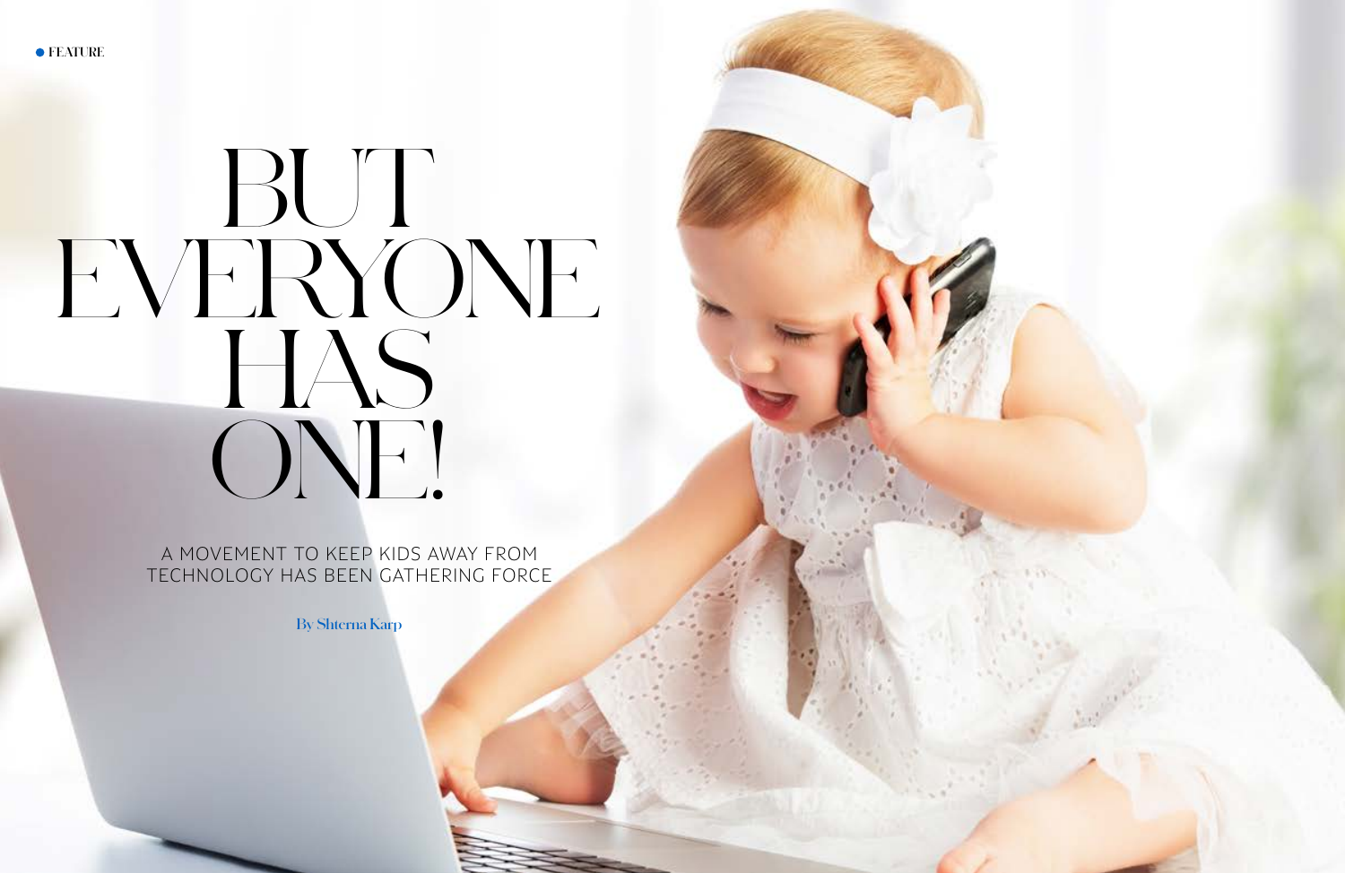FEATURE

# BUT EVERYONE HAS ONE!

A MOVEMENT TO KEEP KIDS AWAY FROM TECHNOLOGY HAS BEEN GATHERING FORCE

By Shterna Karp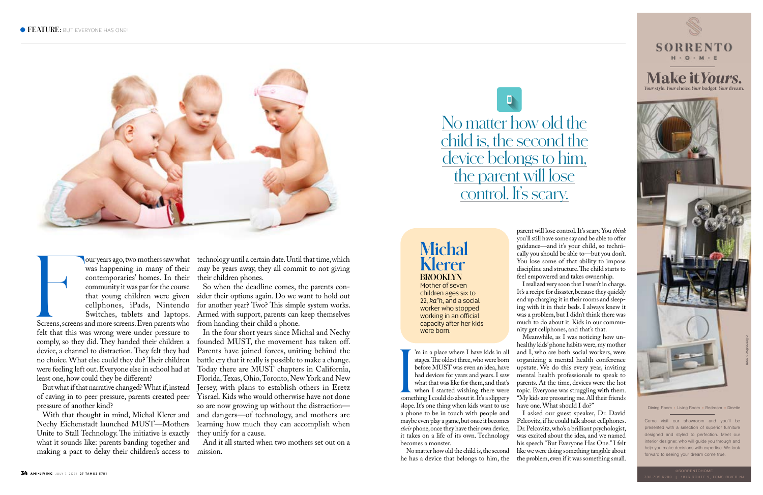Four years ago, two mothers saw what was happening in many of their contemporaries' homes. In their community it was par for the course that young children were given cellphones, iPads, Nintendo Switches, tablets and laptops. Screens, screens and more screens. Even parents who felt that this was wrong were under pressure to comply, so they did. They handed their children a device, a channel to distraction. They felt they had no choice. What else could they do? Their children were feeling left out. Everyone else in school had at least one, how could they be different?

But what if that narrative changed? What if, instead of caving in to peer pressure, parents created peer pressure of another kind?

With that thought in mind, Michal Klerer and Nechy Eichenstadt launched MUST—Mothers Unite to Stall Technology. The initiative is exactly what it sounds like: parents banding together and making a pact to delay their children's access to technology until a certain date. Until that time, which may be years away, they all commit to not giving their children phones.

So when the deadline comes, the parents consider their options again. Do we want to hold out for another year? Two? This simple system works. Armed with support, parents can keep themselves from handing their child a phone.

In the four short years since Michal and Nechy founded MUST, the movement has taken off. Parents have joined forces, uniting behind the battle cry that it really is possible to make a change. Today there are MUST chapters in California, Florida, Texas, Ohio, Toronto, New York and New Jersey, with plans to establish others in Eretz Yisrael. Kids who would otherwise have not done so are now growing up without the distraction—and dangers—of technology, and mothers are learning how much they can accomplish when they unify for a cause.

And it all started when two mothers set out on a mission.

> No matter how old the child is, the second the device belongs to him, the parent will lose control. It's scary.

## Michal Klerer

**BROOKLYN**

Mother of seven children ages six to 22, *ka"h*, and a social worker who stopped working in an official capacity after her kids were born.

I'm in a place where I have kids in all stages. The oldest three, who were born before MUST was even an idea, have had devices for years and years. I saw what that was like for them, and that's when I started wishing there were something I could do about it. It's a slippery slope. It's one thing when kids want to use a phone to be in touch with people and maybe even play a game, but once it becomes *their* phone, once they have their own device, it takes on a life of its own. Technology becomes a monster.

No matter how old the child is, the second he has a device that belongs to him, the parent will lose control. It's scary. You *think* you'll still have some say and be able to offer guidance—and it's your child, so technically you should be able to—but you don't. You lose some of that ability to impose discipline and structure. The child starts to feel empowered and takes ownership.

I realized very soon that I wasn't in charge. It's a recipe for disaster, because they quickly end up charging it in their rooms and sleeping with it in their beds. I always knew it was a problem, but I didn't think there was much to do about it. Kids in our community get cellphones, and that's that.

Meanwhile, as I was noticing how unhealthy kids' phone habits were, my mother and I, who are both social workers, were organizing a mental health conference upstate. We do this every year, inviting mental health professionals to speak to parents. At the time, devices were the hot topic. Everyone was struggling with them. "My kids are pressuring me. All their friends have one. What should I do?"

I asked our guest speaker, Dr. David Pelcovitz, if he could talk about cellphones. Dr. Pelcovitz, who's a brilliant psychologist, was excited about the idea, and we named his speech "But Everyone Has One." I felt like we were doing something tangible about the problem, even if it was something small.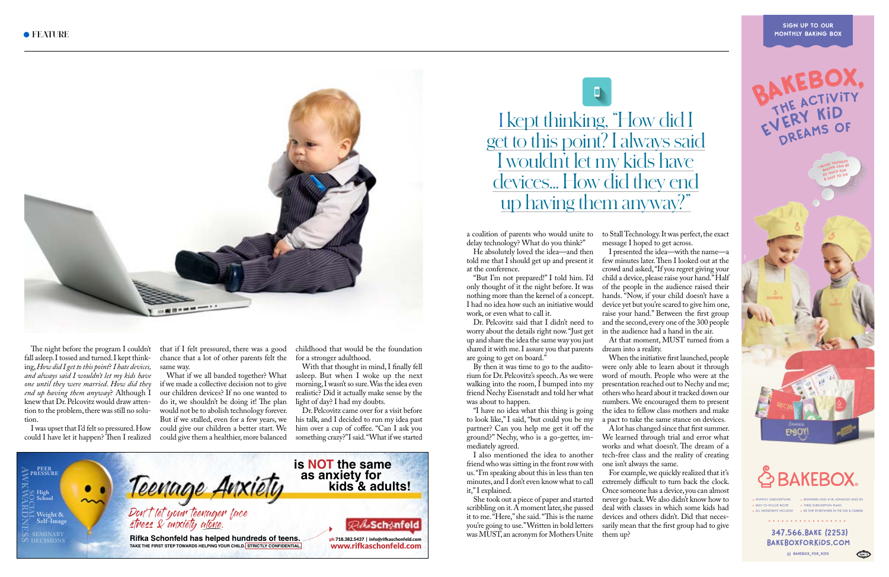I kept thinking, "How did I get to this point? I always said I wouldn't let my kids have devices... How did they end up having them anyway?"

The night before the program I couldn't fall asleep. I tossed and turned. I kept thinking, *How did I get to this point? I hate devices, and always said I wouldn't let my kids have one until they were married. How did they end up having them anyway?* Although I knew that Dr. Pelcovitz would draw attention to the problem, there was still no solution.

I was upset that I'd felt so pressured. How could I have let it happen? Then I realized that if I felt pressured, there was a good chance that a lot of other parents felt the same way.

What if we all banded together? What if we made a collective decision not to give our children devices? If no one wanted to do it, we shouldn't be doing it! The plan would not be to abolish technology forever. But if we stalled, even for a few years, we could give our children a better start. We could give them a healthier, more balanced childhood that would be the foundation for a stronger adulthood.

With that thought in mind, I finally fell asleep. But when I woke up the next morning, I wasn't so sure. Was the idea even realistic? Did it actually make sense by the light of day? I had my doubts.

Dr. Pelcovitz came over for a visit before his talk, and I decided to run my idea past him over a cup of coffee. "Can I ask you something crazy?" I said. "What if we started a coalition of parents who would unite to delay technology? What do you think?"

He absolutely loved the idea—and then told me that I should get up and present it at the conference.

"But I'm not prepared!" I told him. I'd only thought of it the night before. It was nothing more than the kernel of a concept. I had no idea how such an initiative would work, or even what to call it.

Dr. Pelcovitz said that I didn't need to worry about the details right now. "Just get up and share the idea the same way you just shared it with me. I assure you that parents are going to get on board."

By then it was time to go to the auditorium for Dr. Pelcovitz's speech. As we were walking into the room, I bumped into my friend Nechy Eisenstadt and told her what was about to happen.

"I have no idea what this thing is going to look like," I said, "but could you be my partner? Can you help me get it off the ground?" Nechy, who is a go-getter, immediately agreed.

I also mentioned the idea to another friend who was sitting in the front row with us. "I'm speaking about this in less than ten minutes, and I don't even know what to call it," I explained.

She took out a piece of paper and started scribbling on it. A moment later, she passed it to me. "Here," she said. "This is the name you're going to use." Written in bold letters was MUST, an acronym for Mothers Unite to Stall Technology. It was perfect, the exact message I hoped to get across.

I presented the idea—with the name—a few minutes later. Then I looked out at the crowd and asked, "If you regret giving your child a device, please raise your hand." Half of the people in the audience raised their hands. "Now, if your child doesn't have a device yet but you're scared to give him one, raise your hand." Between the first group and the second, every one of the 300 people in the audience had a hand in the air.

At that moment, MUST turned from a dream into a reality.

When the initiative first launched, people were only able to learn about it through word of mouth. People who were at the presentation reached out to Nechy and me; others who heard about it tracked down our numbers. We encouraged them to present the idea to fellow class mothers and make a pact to take the same stance on devices.

A lot has changed since that first summer. We learned through trial and error what works and what doesn't. The dream of a tech-free class and the reality of creating one isn't always the same.

For example, we quickly realized that it's extremely difficult to turn back the clock. Once someone has a device, you can almost never go back. We also didn't know how to deal with classes in which some kids had devices and others didn't. Did that necessarily mean that the first group had to give them up?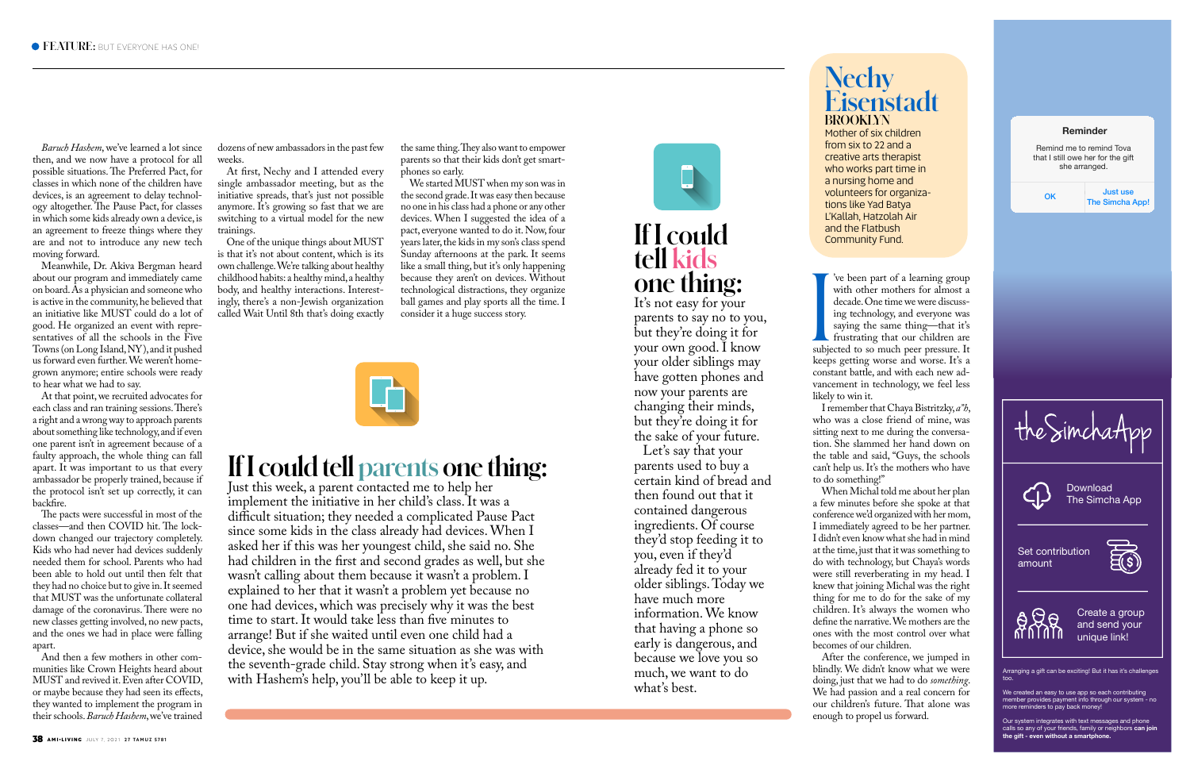*Baruch Hashem*, we've learned a lot since then, and we now have a protocol for all possible situations. The Preferred Pact, for classes in which none of the children have devices, is an agreement to delay technology altogether. The Pause Pact, for classes in which some kids already own a device, is an agreement to freeze things where they are and not to introduce any new tech moving forward.

Meanwhile, Dr. Akiva Bergman heard about our program and immediately came on board. As a physician and someone who is active in the community, he believed that an initiative like MUST could do a lot of good. He organized an event with representatives of all the schools in the Five Towns (on Long Island, NY), and it pushed us forward even further. We weren't homegrown anymore; entire schools were ready to hear what we had to say.

At that point, we recruited advocates for each class and ran training sessions. There's a right and a wrong way to approach parents about something like technology, and if even one parent isn't in agreement because of a faulty approach, the whole thing can fall apart. It was important to us that every ambassador be properly trained, because if the protocol isn't set up correctly, it can backfire.

The pacts were successful in most of the classes—and then COVID hit. The lockdown changed our trajectory completely. Kids who had never had devices suddenly needed them for school. Parents who had been able to hold out until then felt that they had no choice but to give in. It seemed that MUST was the unfortunate collateral damage of the coronavirus. There were no new classes getting involved, no new pacts, and the ones we had in place were falling apart.

And then a few mothers in other communities like Crown Heights heard about MUST and revived it. Even after COVID, or maybe because they had seen its effects, they wanted to implement the program in their schools. *Baruch Hashem*, we've trained dozens of new ambassadors in the past few weeks.

At first, Nechy and I attended every single ambassador meeting, but as the initiative spreads, that's just not possible anymore. It's growing so fast that we are switching to a virtual model for the new trainings.

One of the unique things about MUST is that it's not about content, which is its own challenge. We're talking about healthy childhood habits: a healthy mind, a healthy body, and healthy interactions. Interestingly, there's a non-Jewish organization called Wait Until 8th that's doing exactly the same thing. They also want to empower parents so that their kids don't get smartphones so early.

We started MUST when my son was in the second grade. It was easy then because no one in his class had a phone or any other devices. When I suggested the idea of a pact, everyone wanted to do it. Now, four years later, the kids in my son's class spend Sunday afternoons at the park. It seems like a small thing, but it's only happening because they aren't on devices. Without technological distractions, they organize ball games and play sports all the time. I consider it a huge success story.

## If I could tell parents one thing:

Just this week, a parent contacted me to help her implement the initiative in her child's class. It was a difficult situation; they needed a complicated Pause Pact since some kids in the class already had devices. When I asked her if this was her youngest child, she said no. She had children in the first and second grades as well, but she wasn't calling about them because it wasn't a problem. I explained to her that it wasn't a problem yet because no one had devices, which was precisely why it was the best time to start. It would take less than five minutes to arrange! But if she waited until even one child had a device, she would be in the same situation as she was with the seventh-grade child. Stay strong when it's easy, and with Hashem's help, you'll be able to keep it up.

## If I could tell kids one thing:

It's not easy for your parents to say no to you, but they're doing it for your own good. I know your older siblings may have gotten phones and now your parents are changing their minds, but they're doing it for the sake of your future.

Let's say that your parents used to buy a certain kind of bread and then found out that it contained dangerous ingredients. Of course they'd stop feeding it to you, even if they'd already fed it to your older siblings. Today we have much more information. We know that having a phone so early is dangerous, and because we love you so much, we want to do what's best.

## Nechy Eisenstadt

### BROOKLYN

Mother of six children from six to 22 and a creative arts therapist who works part time in a nursing home and volunteers for organizations like Yad Batya L'Kallah, Hatzolah Air and the Flatbush Community Fund.

I've been part of a learning group with other mothers for almost a decade. One time we were discussing technology, and everyone was saying the same thing—that it's frustrating that our children are subjected to so much peer pressure. It keeps getting worse and worse. It's a constant battle, and with each new advancement in technology, we feel less likely to win it.

I remember that Chaya Bistritzky, *a"h*, who was a close friend of mine, was sitting next to me during the conversation. She slammed her hand down on the table and said, "Guys, the schools can't help us. It's the mothers who have to do something!"

When Michal told me about her plan a few minutes before she spoke at that conference we'd organized with her mom, I immediately agreed to be her partner. I didn't even know what she had in mind at the time, just that it was something to do with technology, but Chaya's words were still reverberating in my head. I knew that joining Michal was the right thing for me to do for the sake of my children. It's always the women who define the narrative. We mothers are the ones with the most control over what becomes of our children.

After the conference, we jumped in blindly. We didn't know what we were doing, just that we had to do *something*. We had passion and a real concern for our children's future. That alone was enough to propel us forward.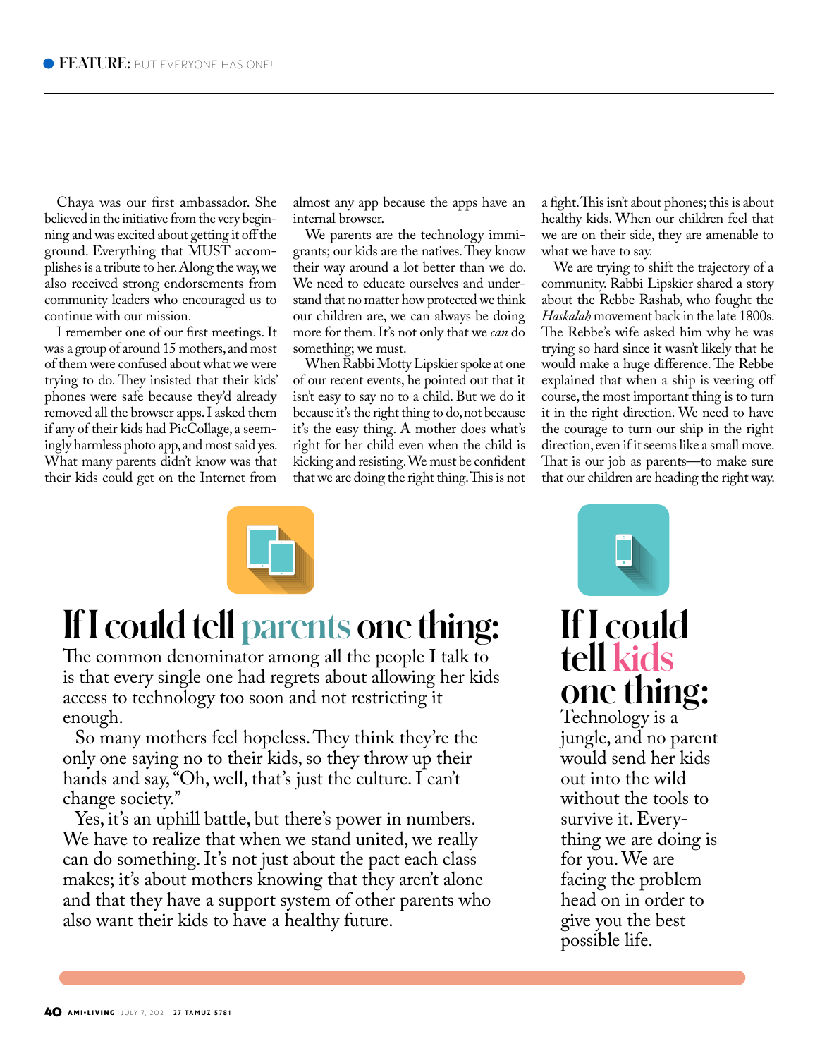Chaya was our first ambassador. She believed in the initiative from the very beginning and was excited about getting it off the ground. Everything that MUST accomplishes is a tribute to her. Along the way, we also received strong endorsements from community leaders who encouraged us to continue with our mission.

I remember one of our first meetings. It was a group of around 15 mothers, and most of them were confused about what we were trying to do. They insisted that their kids' phones were safe because they'd already removed all the browser apps. I asked them if any of their kids had PicCollage, a seemingly harmless photo app, and most said yes. What many parents didn't know was that their kids could get on the Internet from almost any app because the apps have an internal browser.

We parents are the technology immigrants; our kids are the natives. They know their way around a lot better than we do. We need to educate ourselves and understand that no matter how protected we think our children are, we can always be doing more for them. It's not only that we *can* do something; we must.

When Rabbi Motty Lipskier spoke at one of our recent events, he pointed out that it isn't easy to say no to a child. But we do it because it's the right thing to do, not because it's the easy thing. A mother does what's right for her child even when the child is kicking and resisting. We must be confident that we are doing the right thing. This is not a fight. This isn't about phones; this is about healthy kids. When our children feel that we are on their side, they are amenable to what we have to say.

We are trying to shift the trajectory of a community. Rabbi Lipskier shared a story about the Rebbe Rashab, who fought the *Haskalah* movement back in the late 1800s. The Rebbe's wife asked him why he was trying so hard since it wasn't likely that he would make a huge difference. The Rebbe explained that when a ship is veering off course, the most important thing is to turn it in the right direction. We need to have the courage to turn our ship in the right direction, even if it seems like a small move. That is our job as parents—to make sure that our children are heading the right way.

## If I could tell parents one thing:

The common denominator among all the people I talk to is that every single one had regrets about allowing her kids access to technology too soon and not restricting it enough.

So many mothers feel hopeless. They think they're the only one saying no to their kids, so they throw up their hands and say, "Oh, well, that's just the culture. I can't change society."

Yes, it's an uphill battle, but there's power in numbers. We have to realize that when we stand united, we really can do something. It's not just about the pact each class makes; it's about mothers knowing that they aren't alone and that they have a support system of other parents who also want their kids to have a healthy future.

## If I could tell kids one thing:

Technology is a jungle, and no parent would send her kids out into the wild without the tools to survive it. Everything we are doing is for you. We are facing the problem head on in order to give you the best possible life.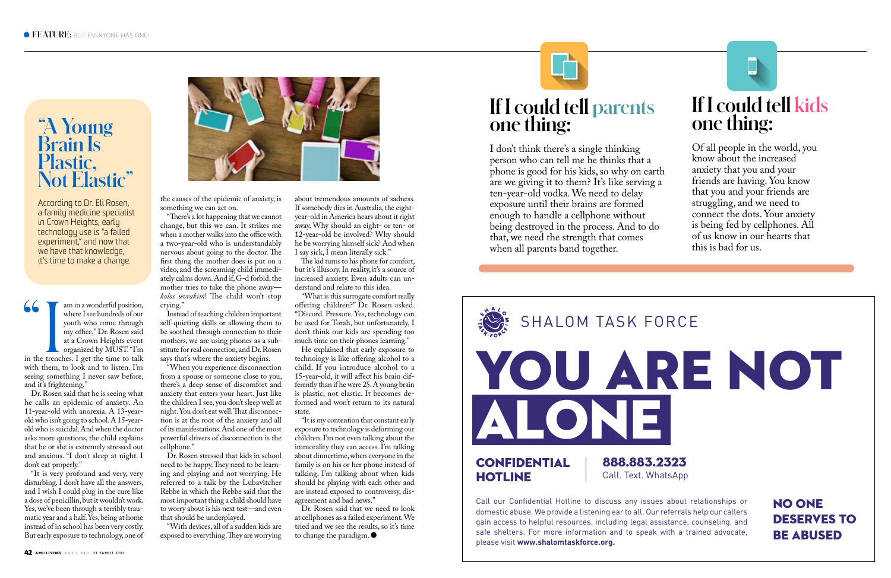## "A Young Brain Is Plastic, Not Elastic"

According to Dr. Eli Rosen, a family medicine specialist in Crown Heights, early technology use is "a failed experiment," and now that we have that knowledge, it's time to make a change.

"I am in a wonderful position, where I see hundreds of our youth who come through my office," Dr. Rosen said at a Crown Heights event organized by MUST. "I'm in the trenches. I get the time to talk with them, to look and to listen. I'm seeing something I never saw before, and it's frightening."

Dr. Rosen said that he is seeing what he calls an epidemic of anxiety. An 11-year-old with anorexia. A 13-year-old who is suicidal. And when the doctor asks more questions, the child explains that he or she is extremely stressed out and anxious. "I don't sleep at night. I don't eat properly."

"It is very profound and very, very disturbing. I don't have all the answers, and I wish I could plug in the cure like a dose of penicillin, but it wouldn't work. Yes, we've been through a terribly traumatic year and a half. Yes, being at home instead of in school has been very costly. But early exposure to technology, one of the causes of the epidemic of anxiety, is something we can act on.

"There's a lot happening that we cannot change, but this we can. It strikes me when a mother walks into the office with a two-year-old who is understandably nervous about going to the doctor. The first thing the mother does is put on a video, and the screaming child immediately calms down. And if, G-d forbid, the mother tries to take the phone away—*kolos wvrakim*! The child won't stop crying."

Instead of teaching children important self-quieting skills or allowing them to be soothed through connection to their mothers, we are using phones as a substitute for real connection, and Dr. Rosen says that's where the anxiety begins.

"When you experience disconnection from a spouse or someone close to you, there's a deep sense of discomfort and anxiety that enters your heart. Just like the children I see, you don't sleep well at night. You don't eat well. That disconnection is at the root of the anxiety and all of its manifestations. And one of the most powerful drivers of disconnection is the cellphone."

Dr. Rosen stressed that kids in school need to be happy. They need to be learning and playing and not worrying. He referred to a talk by the Lubavitcher Rebbe in which the Rebbe said that the most important thing a child should have to worry about is his next test—and even that should be underplayed.

"With devices, all of a sudden kids are exposed to everything. They are worrying about tremendous amounts of sadness. If somebody dies in Australia, the eight-year-old in America hears about it right away. Why should an eight- or ten- or 12-year-old be involved? Why should he be worrying himself sick? And when I say sick, I mean literally sick."

The kid turns to his phone for comfort, but it's illusory. In reality, it's a source of increased anxiety. Even adults can understand and relate to this idea.

"What is this surrogate comfort really offering children?" Dr. Rosen asked. "Discord. Pressure. Yes, technology can be used for Torah, but unfortunately, I don't think our kids are spending too much time on their phones learning."

He explained that early exposure to technology is like offering alcohol to a child. If you introduce alcohol to a 15-year-old, it will affect his brain differently than if he were 25. A young brain is plastic, not elastic. It becomes deformed and won't return to its natural state.

"It is my contention that constant early exposure to technology is deforming our children. I'm not even talking about the immorality they can access. I'm talking about dinnertime, when everyone in the family is on his or her phone instead of talking. I'm talking about when kids should be playing with each other and are instead exposed to controversy, disagreement and bad news."

Dr. Rosen said that we need to look at cellphones as a failed experiment. We tried and we see the results, so it's time to change the paradigm. ●

## If I could tell parents one thing:

I don't think there's a single thinking person who can tell me he thinks that a phone is good for his kids, so why on earth are we giving it to them? It's like serving a ten-year-old vodka. We need to delay exposure until their brains are formed enough to handle a cellphone without being destroyed in the process. And to do that, we need the strength that comes when all parents band together.

## If I could tell kids one thing:

Of all people in the world, you know about the increased anxiety that you and your friends are having. You know that you and your friends are struggling, and we need to connect the dots. Your anxiety is being fed by cellphones. All of us know in our hearts that this is bad for us.

---

SHALOM TASK FORCE

# YOU ARE NOT ALONE

**CONFIDENTIAL HOTLINE**

**888.883.2323**
Call. Text. WhatsApp

Call our Confidential Hotline to discuss any issues about relationships or domestic abuse. We provide a listening ear to all. Our referrals help our callers gain access to helpful resources, including legal assistance, counseling, and safe shelters. For more information and to speak with a trained advocate, please visit **www.shalomtaskforce.org.**

**NO ONE DESERVES TO BE ABUSED**